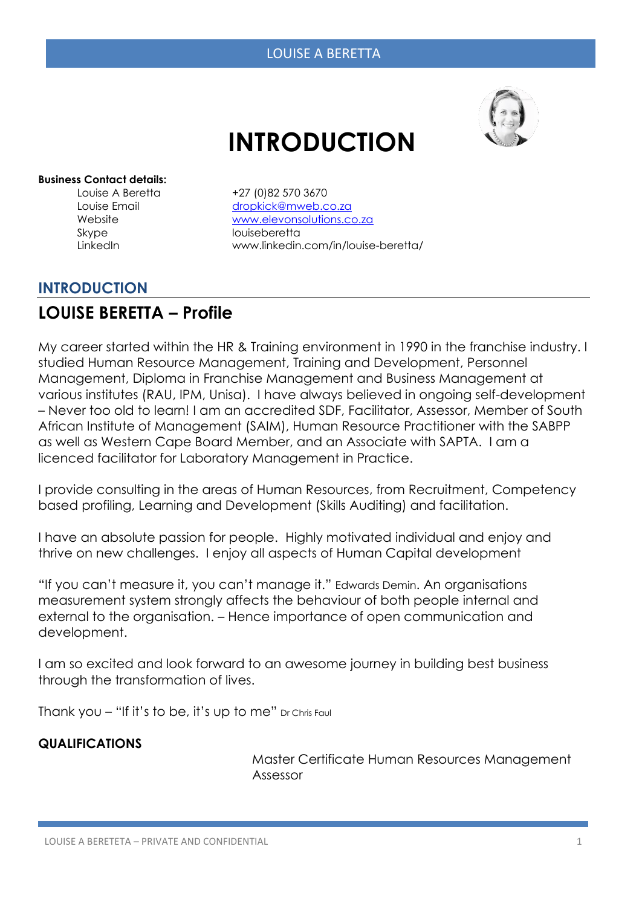# INTRODUCTION

**Business Contact details:**

| | |
|---|---|
| Louise A Beretta | +27 (0)82 570 3670 |
| Louise Email | dropkick@mweb.co.za |
| Website | www.elevonsolutions.co.za |
| Skype | louiseberetta |
| LinkedIn | www.linkedin.com/in/louise-beretta/ |

## INTRODUCTION

## LOUISE BERETTA – Profile

My career started within the HR & Training environment in 1990 in the franchise industry. I studied Human Resource Management, Training and Development, Personnel Management, Diploma in Franchise Management and Business Management at various institutes (RAU, IPM, Unisa). I have always believed in ongoing self-development – Never too old to learn! I am an accredited SDF, Facilitator, Assessor, Member of South African Institute of Management (SAIM), Human Resource Practitioner with the SABPP as well as Western Cape Board Member, and an Associate with SAPTA. I am a licenced facilitator for Laboratory Management in Practice.

I provide consulting in the areas of Human Resources, from Recruitment, Competency based profiling, Learning and Development (Skills Auditing) and facilitation.

I have an absolute passion for people. Highly motivated individual and enjoy and thrive on new challenges. I enjoy all aspects of Human Capital development

"If you can't measure it, you can't manage it." Edwards Demin. An organisations measurement system strongly affects the behaviour of both people internal and external to the organisation. – Hence importance of open communication and development.

I am so excited and look forward to an awesome journey in building best business through the transformation of lives.

Thank you – "If it's to be, it's up to me" Dr Chris Faul

**QUALIFICATIONS**

Master Certificate Human Resources Management
Assessor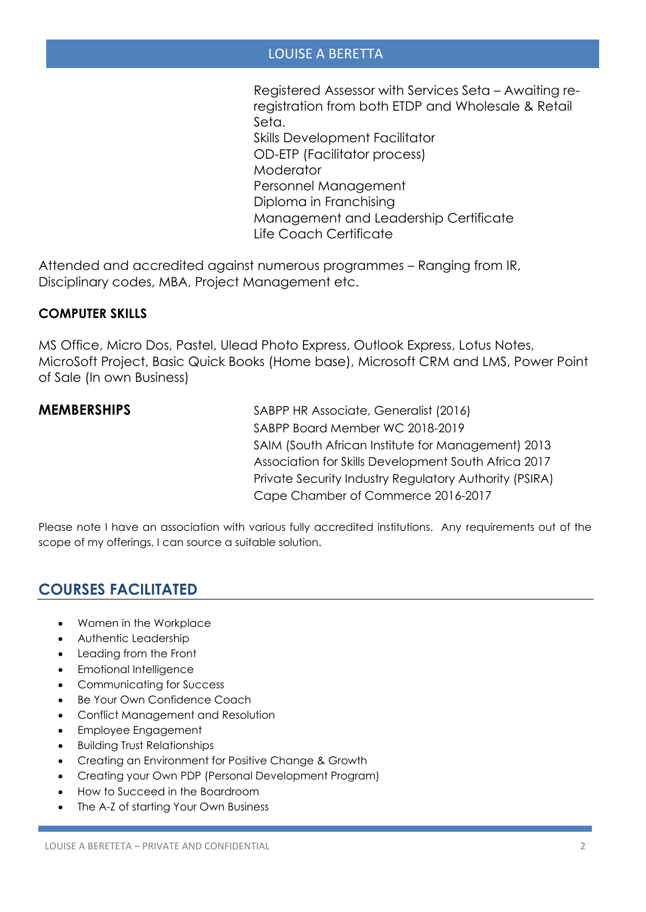Registered Assessor with Services Seta – Awaiting re-registration from both ETDP and Wholesale & Retail Seta.
Skills Development Facilitator
OD-ETP (Facilitator process)
Moderator
Personnel Management
Diploma in Franchising
Management and Leadership Certificate
Life Coach Certificate

Attended and accredited against numerous programmes – Ranging from IR, Disciplinary codes, MBA, Project Management etc.

**COMPUTER SKILLS**

MS Office, Micro Dos, Pastel, Ulead Photo Express, Outlook Express, Lotus Notes, MicroSoft Project, Basic Quick Books (Home base), Microsoft CRM and LMS, Power Point of Sale (In own Business)

**MEMBERSHIPS**

SABPP HR Associate, Generalist (2016)
SABPP Board Member WC 2018-2019
SAIM (South African Institute for Management) 2013
Association for Skills Development South Africa 2017
Private Security Industry Regulatory Authority (PSIRA)
Cape Chamber of Commerce 2016-2017

Please note I have an association with various fully accredited institutions. Any requirements out of the scope of my offerings, I can source a suitable solution.

## COURSES FACILITATED

- Women in the Workplace
- Authentic Leadership
- Leading from the Front
- Emotional Intelligence
- Communicating for Success
- Be Your Own Confidence Coach
- Conflict Management and Resolution
- Employee Engagement
- Building Trust Relationships
- Creating an Environment for Positive Change & Growth
- Creating your Own PDP (Personal Development Program)
- How to Succeed in the Boardroom
- The A-Z of starting Your Own Business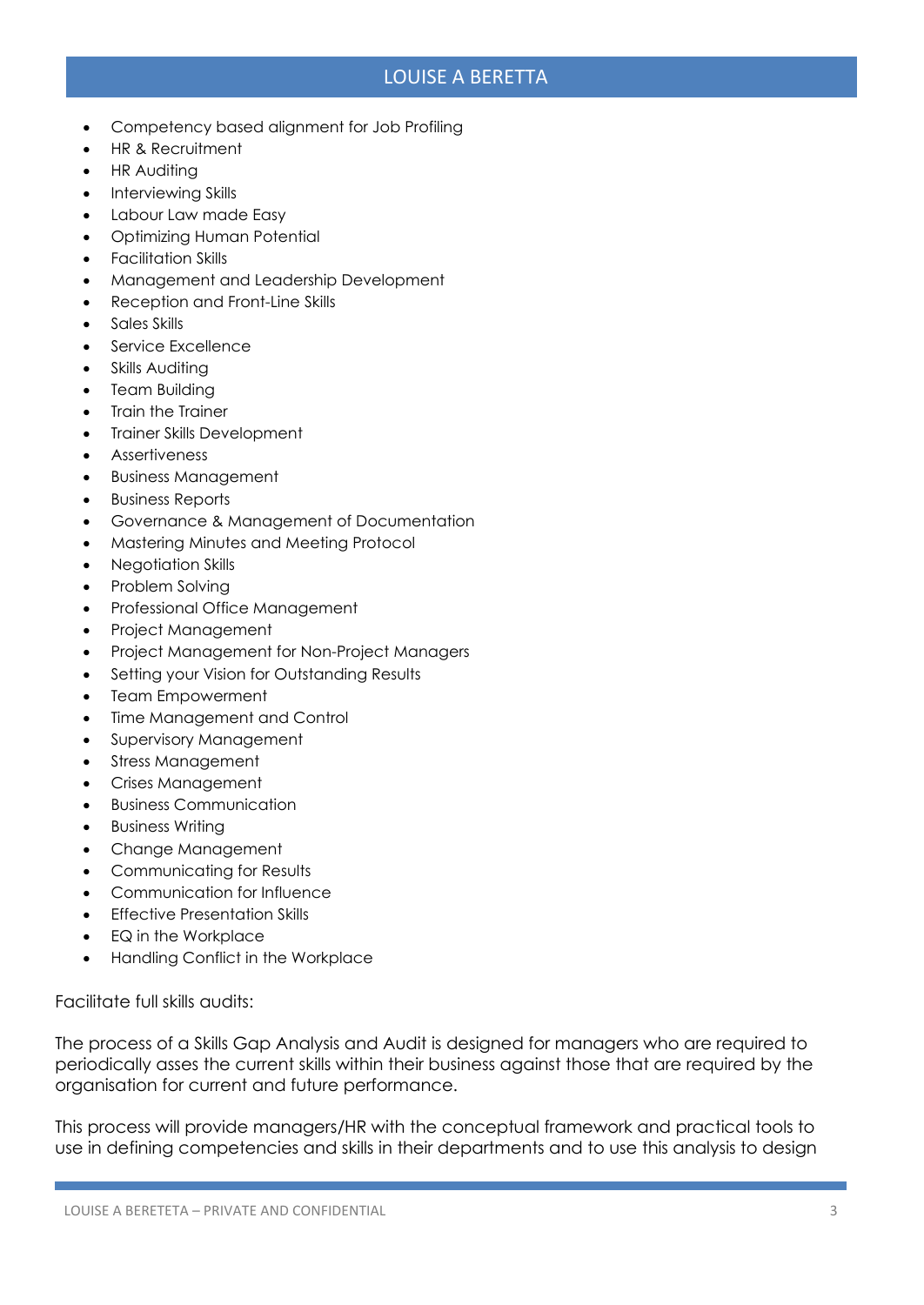- Competency based alignment for Job Profiling
- HR & Recruitment
- HR Auditing
- Interviewing Skills
- Labour Law made Easy
- Optimizing Human Potential
- Facilitation Skills
- Management and Leadership Development
- Reception and Front-Line Skills
- Sales Skills
- Service Excellence
- Skills Auditing
- Team Building
- Train the Trainer
- Trainer Skills Development
- Assertiveness
- Business Management
- Business Reports
- Governance & Management of Documentation
- Mastering Minutes and Meeting Protocol
- Negotiation Skills
- Problem Solving
- Professional Office Management
- Project Management
- Project Management for Non-Project Managers
- Setting your Vision for Outstanding Results
- Team Empowerment
- Time Management and Control
- Supervisory Management
- Stress Management
- Crises Management
- Business Communication
- Business Writing
- Change Management
- Communicating for Results
- Communication for Influence
- Effective Presentation Skills
- EQ in the Workplace
- Handling Conflict in the Workplace

Facilitate full skills audits:

The process of a Skills Gap Analysis and Audit is designed for managers who are required to periodically asses the current skills within their business against those that are required by the organisation for current and future performance.

This process will provide managers/HR with the conceptual framework and practical tools to use in defining competencies and skills in their departments and to use this analysis to design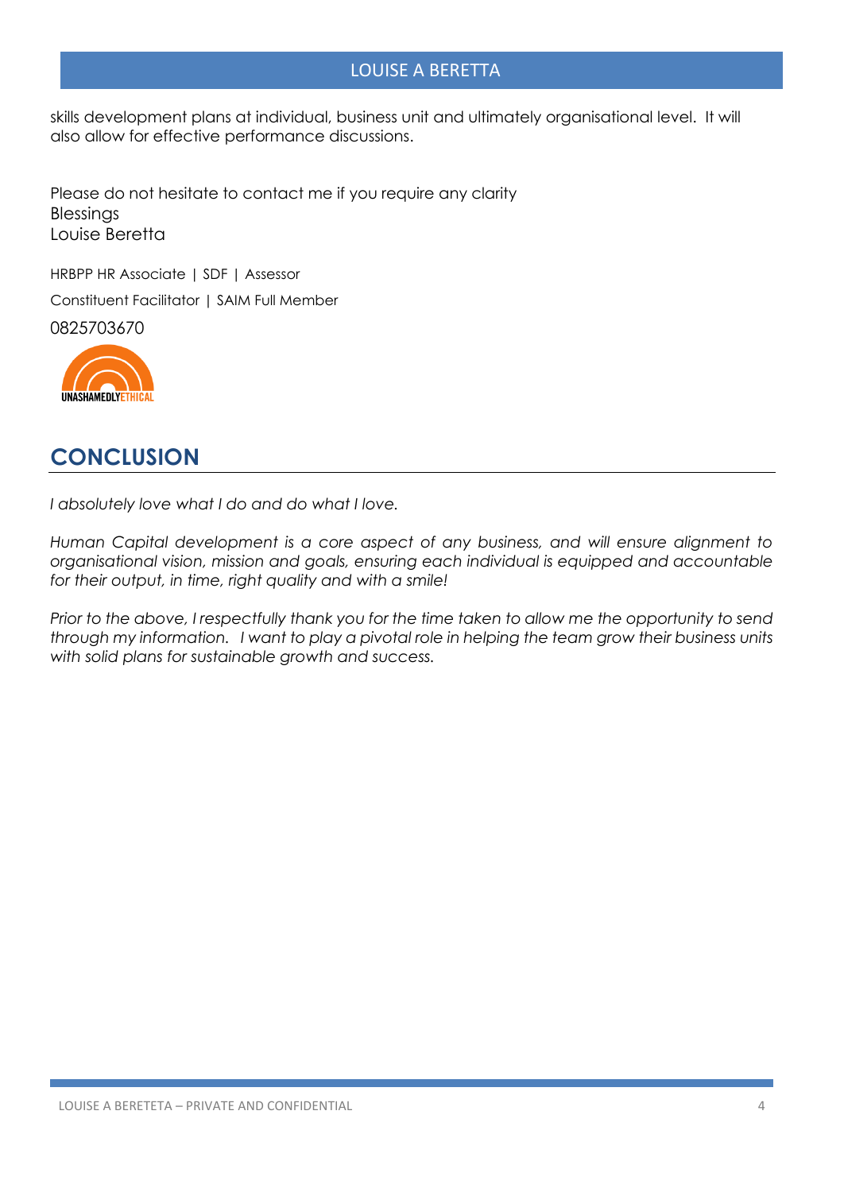skills development plans at individual, business unit and ultimately organisational level. It will also allow for effective performance discussions.

Please do not hesitate to contact me if you require any clarity
Blessings
Louise Beretta

HRBPP HR Associate | SDF | Assessor

Constituent Facilitator | SAIM Full Member

0825703670

UNASHAMEDLYETHICAL

## CONCLUSION

*I absolutely love what I do and do what I love.*

*Human Capital development is a core aspect of any business, and will ensure alignment to organisational vision, mission and goals, ensuring each individual is equipped and accountable for their output, in time, right quality and with a smile!*

*Prior to the above, I respectfully thank you for the time taken to allow me the opportunity to send through my information. I want to play a pivotal role in helping the team grow their business units with solid plans for sustainable growth and success.*